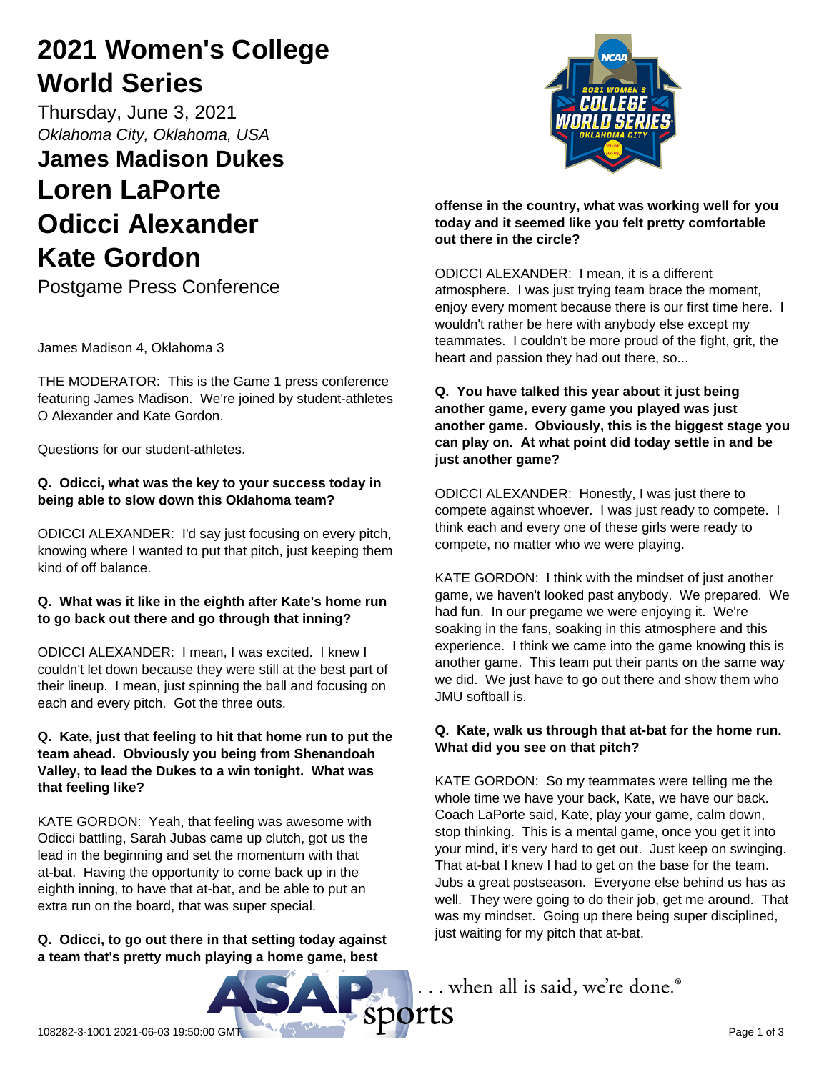# 2021 Women's College World Series

Thursday, June 3, 2021

*Oklahoma City, Oklahoma, USA*

## James Madison Dukes

## Loren LaPorte

## Odicci Alexander

## Kate Gordon

Postgame Press Conference

James Madison 4, Oklahoma 3

THE MODERATOR: This is the Game 1 press conference featuring James Madison. We're joined by student-athletes O Alexander and Kate Gordon.

Questions for our student-athletes.

**Q. Odicci, what was the key to your success today in being able to slow down this Oklahoma team?**

ODICCI ALEXANDER: I'd say just focusing on every pitch, knowing where I wanted to put that pitch, just keeping them kind of off balance.

**Q. What was it like in the eighth after Kate's home run to go back out there and go through that inning?**

ODICCI ALEXANDER: I mean, I was excited. I knew I couldn't let down because they were still at the best part of their lineup. I mean, just spinning the ball and focusing on each and every pitch. Got the three outs.

**Q. Kate, just that feeling to hit that home run to put the team ahead. Obviously you being from Shenandoah Valley, to lead the Dukes to a win tonight. What was that feeling like?**

KATE GORDON: Yeah, that feeling was awesome with Odicci battling, Sarah Jubas came up clutch, got us the lead in the beginning and set the momentum with that at-bat. Having the opportunity to come back up in the eighth inning, to have that at-bat, and be able to put an extra run on the board, that was super special.

**Q. Odicci, to go out there in that setting today against a team that's pretty much playing a home game, best offense in the country, what was working well for you today and it seemed like you felt pretty comfortable out there in the circle?**

ODICCI ALEXANDER: I mean, it is a different atmosphere. I was just trying team brace the moment, enjoy every moment because there is our first time here. I wouldn't rather be here with anybody else except my teammates. I couldn't be more proud of the fight, grit, the heart and passion they had out there, so...

**Q. You have talked this year about it just being another game, every game you played was just another game. Obviously, this is the biggest stage you can play on. At what point did today settle in and be just another game?**

ODICCI ALEXANDER: Honestly, I was just there to compete against whoever. I was just ready to compete. I think each and every one of these girls were ready to compete, no matter who we were playing.

KATE GORDON: I think with the mindset of just another game, we haven't looked past anybody. We prepared. We had fun. In our pregame we were enjoying it. We're soaking in the fans, soaking in this atmosphere and this experience. I think when we came into the game knowing this is another game. This team put their pants on the same way we did. We just have to go out there and show them who JMU softball is.

**Q. Kate, walk us through that at-bat for the home run. What did you see on that pitch?**

KATE GORDON: So my teammates were telling me the whole time we have your back, Kate, we have our back. Coach LaPorte said, Kate, play your game, calm down, stop thinking. This is a mental game, once you get it into your mind, it's very hard to get out. Just keep on swinging. That at-bat I knew I had to get on the base for the team. Jubs a great postseason. Everyone else behind us has as well. They were going to do their job, get me around. That was my mindset. Going up there being super disciplined, just waiting for my pitch that at-bat.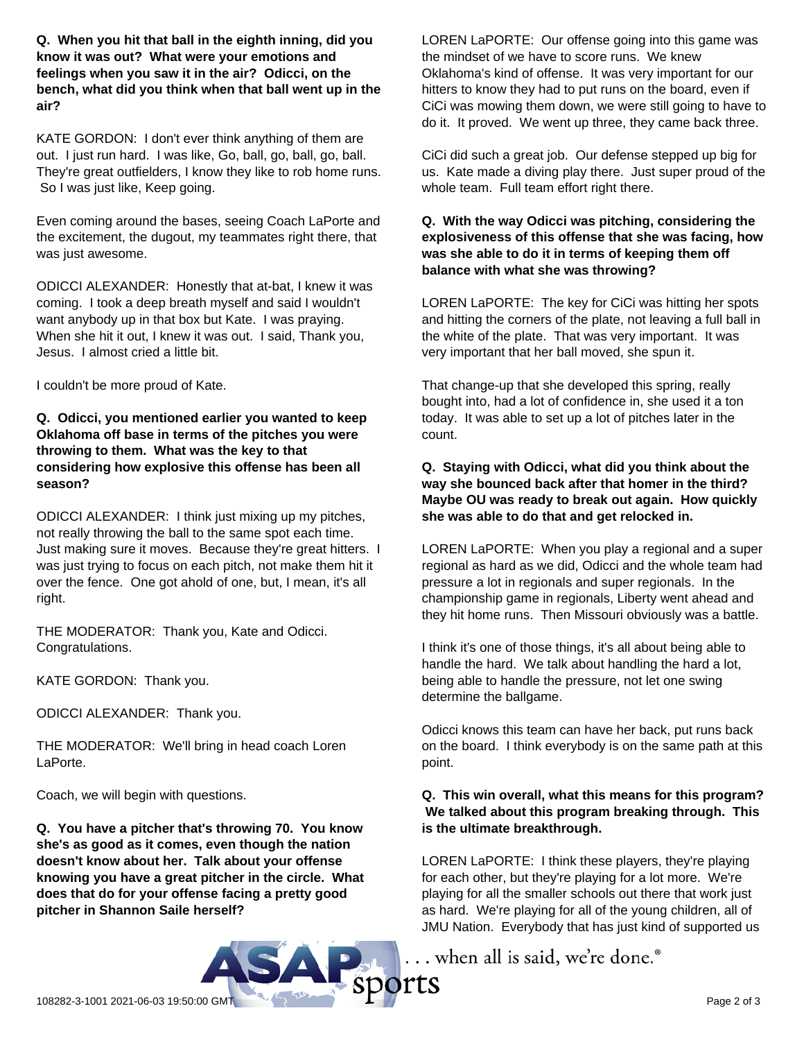**Q. When you hit that ball in the eighth inning, did you know it was out? What were your emotions and feelings when you saw it in the air? Odicci, on the bench, what did you think when that ball went up in the air?**

KATE GORDON: I don't ever think anything of them are out. I just run hard. I was like, Go, ball, go, ball, go, ball. They're great outfielders, I know they like to rob home runs. So I was just like, Keep going.

Even coming around the bases, seeing Coach LaPorte and the excitement, the dugout, my teammates right there, that was just awesome.

ODICCI ALEXANDER: Honestly that at-bat, I knew it was coming. I took a deep breath myself and said I wouldn't want anybody up in that box but Kate. I was praying. When she hit it out, I knew it was out. I said, Thank you, Jesus. I almost cried a little bit.

I couldn't be more proud of Kate.

**Q. Odicci, you mentioned earlier you wanted to keep Oklahoma off base in terms of the pitches you were throwing to them. What was the key to that considering how explosive this offense has been all season?**

ODICCI ALEXANDER: I think just mixing up my pitches, not really throwing the ball to the same spot each time. Just making sure it moves. Because they're great hitters. I was just trying to focus on each pitch, not make them hit it over the fence. One got ahold of one, but, I mean, it's all right.

THE MODERATOR: Thank you, Kate and Odicci. Congratulations.

KATE GORDON: Thank you.

ODICCI ALEXANDER: Thank you.

THE MODERATOR: We'll bring in head coach Loren LaPorte.

Coach, we will begin with questions.

**Q. You have a pitcher that's throwing 70. You know she's as good as it comes, even though the nation doesn't know about her. Talk about your offense knowing you have a great pitcher in the circle. What does that do for your offense facing a pretty good pitcher in Shannon Saile herself?**

LOREN LaPORTE: Our offense going into this game was the mindset of we have to score runs. We knew Oklahoma's kind of offense. It was very important for our hitters to know they had to put runs on the board, even if CiCi was mowing them down, we were still going to have to do it. It proved. We went up three, they came back three.

CiCi did such a great job. Our defense stepped up big for us. Kate made a diving play there. Just super proud of the whole team. Full team effort right there.

**Q. With the way Odicci was pitching, considering the explosiveness of this offense that she was facing, how was she able to do it in terms of keeping them off balance with what she was throwing?**

LOREN LaPORTE: The key for CiCi was hitting her spots and hitting the corners of the plate, not leaving a full ball in the white of the plate. That was very important. It was very important that her ball moved, she spun it.

That change-up that she developed this spring, really bought into, had a lot of confidence in, she used it a ton today. It was able to set up a lot of pitches later in the count.

**Q. Staying with Odicci, what did you think about the way she bounced back after that homer in the third? Maybe OU was ready to break out again. How quickly she was able to do that and get relocked in.**

LOREN LaPORTE: When you play a regional and a super regional as hard as we did, Odicci and the whole team had pressure a lot in regionals and super regionals. In the championship game in regionals, Liberty went ahead and they hit home runs. Then Missouri obviously was a battle.

I think it's one of those things, it's all about being able to handle the hard. We talk about handling the hard a lot, being able to handle the pressure, not let one swing determine the ballgame.

Odicci knows this team can have her back, put runs back on the board. I think everybody is on the same path at this point.

**Q. This win overall, what this means for this program? We talked about this program breaking through. This is the ultimate breakthrough.**

LOREN LaPORTE: I think these players, they're playing for each other, but they're playing for a lot more. We're playing for all the smaller schools out there that work just as hard. We're playing for all of the young children, all of JMU Nation. Everybody that has just kind of supported us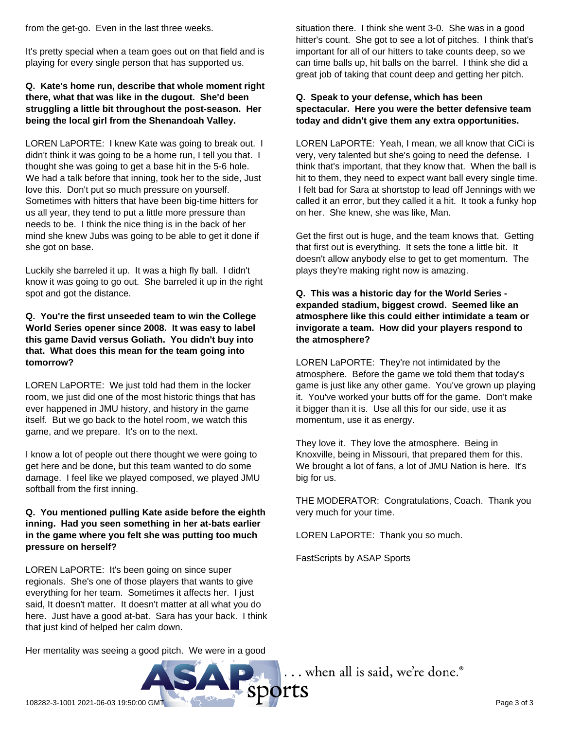from the get-go. Even in the last three weeks.

It's pretty special when a team goes out on that field and is playing for every single person that has supported us.

**Q. Kate's home run, describe that whole moment right there, what that was like in the dugout. She'd been struggling a little bit throughout the post-season. Her being the local girl from the Shenandoah Valley.**

LOREN LaPORTE: I knew Kate was going to break out. I didn't think it was going to be a home run, I tell you that. I thought she was going to get a base hit in the 5-6 hole. We had a talk before that inning, took her to the side, Just love this. Don't put so much pressure on yourself. Sometimes with hitters that have been big-time hitters for us all year, they tend to put a little more pressure than needs to be. I think the nice thing is in the back of her mind she knew Jubs was going to be able to get it done if she got on base.

Luckily she barreled it up. It was a high fly ball. I didn't know it was going to go out. She barreled it up in the right spot and got the distance.

**Q. You're the first unseeded team to win the College World Series opener since 2008. It was easy to label this game David versus Goliath. You didn't buy into that. What does this mean for the team going into tomorrow?**

LOREN LaPORTE: We just told had them in the locker room, we just did one of the most historic things that has ever happened in JMU history, and history in the game itself. But we go back to the hotel room, we watch this game, and we prepare. It's on to the next.

I know a lot of people out there thought we were going to get here and be done, but this team wanted to do some damage. I feel like we played composed, we played JMU softball from the first inning.

**Q. You mentioned pulling Kate aside before the eighth inning. Had you seen something in her at-bats earlier in the game where you felt she was putting too much pressure on herself?**

LOREN LaPORTE: It's been going on since super regionals. She's one of those players that wants to give everything for her team. Sometimes it affects her. I just said, It doesn't matter. It doesn't matter at all what you do here. Just have a good at-bat. Sara has your back. I think that just kind of helped her calm down.

Her mentality was seeing a good pitch. We were in a good situation there. I think she went 3-0. She was in a good hitter's count. She got to see a lot of pitches. I think that's important for all of our hitters to take counts deep, so we can time balls up, hit balls on the barrel. I think she did a great job of taking that count deep and getting her pitch.

**Q. Speak to your defense, which has been spectacular. Here you were the better defensive team today and didn't give them any extra opportunities.**

LOREN LaPORTE: Yeah, I mean, we all know that CiCi is very, very talented but she's going to need the defense. I think that's important, that they know that. When the ball is hit to them, they need to expect want ball every single time. I felt bad for Sara at shortstop to lead off Jennings with we called it an error, but they called it a hit. It took a funky hop on her. She knew, she was like, Man.

Get the first out is huge, and the team knows that. Getting that first out is everything. It sets the tone a little bit. It doesn't allow anybody else to get to get momentum. The plays they're making right now is amazing.

**Q. This was a historic day for the World Series - expanded stadium, biggest crowd. Seemed like an atmosphere like this could either intimidate a team or invigorate a team. How did your players respond to the atmosphere?**

LOREN LaPORTE: They're not intimidated by the atmosphere. Before the game we told them that today's game is just like any other game. You've grown up playing it. You've worked your butts off for the game. Don't make it bigger than it is. Use all this for our side, use it as momentum, use it as energy.

They love it. They love the atmosphere. Being in Knoxville, being in Missouri, that prepared them for this. We brought a lot of fans, a lot of JMU Nation is here. It's big for us.

THE MODERATOR: Congratulations, Coach. Thank you very much for your time.

LOREN LaPORTE: Thank you so much.

FastScripts by ASAP Sports